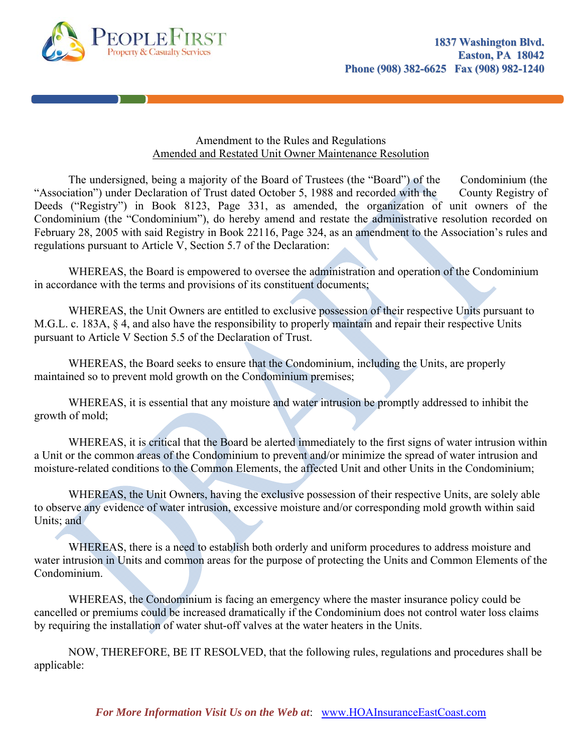PEOPLEFIRST
Property & Casualty Services

1837 Washington Blvd.
Easton, PA 18042
Phone (908) 382-6625 Fax (908) 982-1240

Amendment to the Rules and Regulations
Amended and Restated Unit Owner Maintenance Resolution

The undersigned, being a majority of the Board of Trustees (the "Board") of the Condominium (the "Association") under Declaration of Trust dated October 5, 1988 and recorded with the County Registry of Deeds ("Registry") in Book 8123, Page 331, as amended, the organization of unit owners of the Condominium (the "Condominium"), do hereby amend and restate the administrative resolution recorded on February 28, 2005 with said Registry in Book 22116, Page 324, as an amendment to the Association's rules and regulations pursuant to Article V, Section 5.7 of the Declaration:

WHEREAS, the Board is empowered to oversee the administration and operation of the Condominium in accordance with the terms and provisions of its constituent documents;

WHEREAS, the Unit Owners are entitled to exclusive possession of their respective Units pursuant to M.G.L. c. 183A, § 4, and also have the responsibility to properly maintain and repair their respective Units pursuant to Article V Section 5.5 of the Declaration of Trust.

WHEREAS, the Board seeks to ensure that the Condominium, including the Units, are properly maintained so to prevent mold growth on the Condominium premises;

WHEREAS, it is essential that any moisture and water intrusion be promptly addressed to inhibit the growth of mold;

WHEREAS, it is critical that the Board be alerted immediately to the first signs of water intrusion within a Unit or the common areas of the Condominium to prevent and/or minimize the spread of water intrusion and moisture-related conditions to the Common Elements, the affected Unit and other Units in the Condominium;

WHEREAS, the Unit Owners, having the exclusive possession of their respective Units, are solely able to observe any evidence of water intrusion, excessive moisture and/or corresponding mold growth within said Units; and

WHEREAS, there is a need to establish both orderly and uniform procedures to address moisture and water intrusion in Units and common areas for the purpose of protecting the Units and Common Elements of the Condominium.

WHEREAS, the Condominium is facing an emergency where the master insurance policy could be cancelled or premiums could be increased dramatically if the Condominium does not control water loss claims by requiring the installation of water shut-off valves at the water heaters in the Units.

NOW, THEREFORE, BE IT RESOLVED, that the following rules, regulations and procedures shall be applicable:

*For More Information Visit Us on the Web at*: www.HOAInsuranceEastCoast.com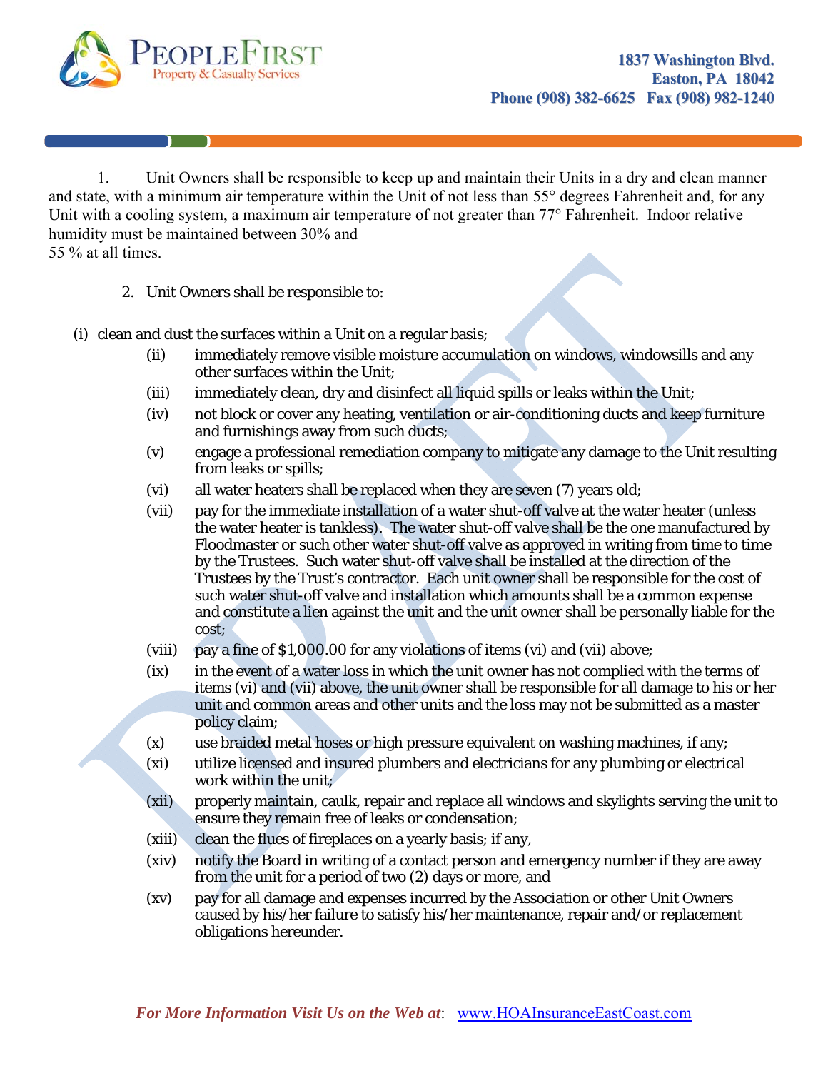1. Unit Owners shall be responsible to keep up and maintain their Units in a dry and clean manner and state, with a minimum air temperature within the Unit of not less than 55° degrees Fahrenheit and, for any Unit with a cooling system, a maximum air temperature of not greater than 77° Fahrenheit. Indoor relative humidity must be maintained between 30% and 55 % at all times.

2. Unit Owners shall be responsible to:

(i) clean and dust the surfaces within a Unit on a regular basis;

(ii) immediately remove visible moisture accumulation on windows, windowsills and any other surfaces within the Unit;

(iii) immediately clean, dry and disinfect all liquid spills or leaks within the Unit;

(iv) not block or cover any heating, ventilation or air-conditioning ducts and keep furniture and furnishings away from such ducts;

(v) engage a professional remediation company to mitigate any damage to the Unit resulting from leaks or spills;

(vi) all water heaters shall be replaced when they are seven (7) years old;

(vii) pay for the immediate installation of a water shut-off valve at the water heater (unless the water heater is tankless). The water shut-off valve shall be the one manufactured by Floodmaster or such other water shut-off valve as approved in writing from time to time by the Trustees. Such water shut-off valve shall be installed at the direction of the Trustees by the Trust's contractor. Each unit owner shall be responsible for the cost of such water shut-off valve and installation which amounts shall be a common expense and constitute a lien against the unit and the unit owner shall be personally liable for the cost;

(viii) pay a fine of $1,000.00 for any violations of items (vi) and (vii) above;

(ix) in the event of a water loss in which the unit owner has not complied with the terms of items (vi) and (vii) above, the unit owner shall be responsible for all damage to his or her unit and common areas and other units and the loss may not be submitted as a master policy claim;

(x) use braided metal hoses or high pressure equivalent on washing machines, if any;

(xi) utilize licensed and insured plumbers and electricians for any plumbing or electrical work within the unit;

(xii) properly maintain, caulk, repair and replace all windows and skylights serving the unit to ensure they remain free of leaks or condensation;

(xiii) clean the flues of fireplaces on a yearly basis; if any,

(xiv) notify the Board in writing of a contact person and emergency number if they are away from the unit for a period of two (2) days or more, and

(xv) pay for all damage and expenses incurred by the Association or other Unit Owners caused by his/her failure to satisfy his/her maintenance, repair and/or replacement obligations hereunder.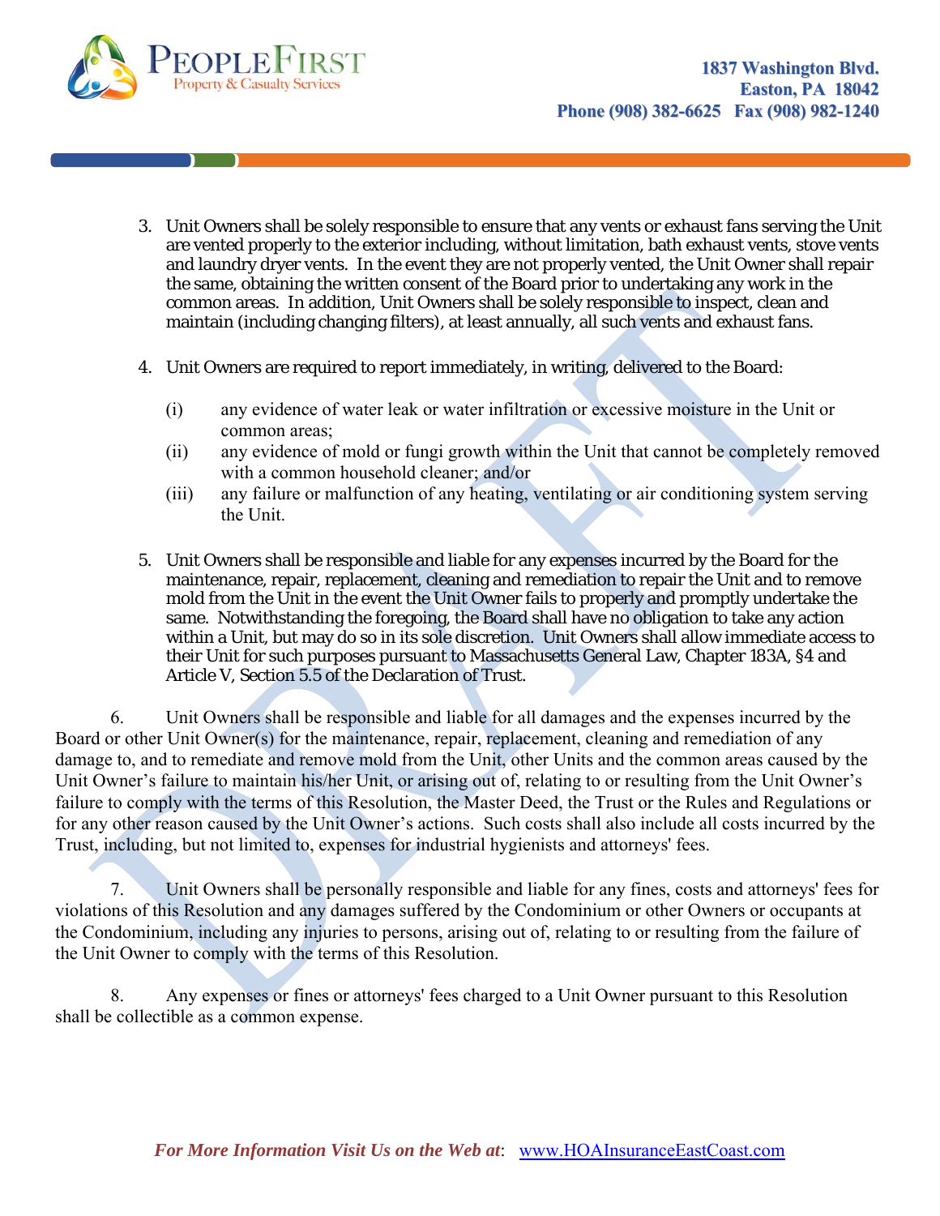3. Unit Owners shall be solely responsible to ensure that any vents or exhaust fans serving the Unit are vented properly to the exterior including, without limitation, bath exhaust vents, stove vents and laundry dryer vents. In the event they are not properly vented, the Unit Owner shall repair the same, obtaining the written consent of the Board prior to undertaking any work in the common areas. In addition, Unit Owners shall be solely responsible to inspect, clean and maintain (including changing filters), at least annually, all such vents and exhaust fans.

4. Unit Owners are required to report immediately, in writing, delivered to the Board:

   (i) any evidence of water leak or water infiltration or excessive moisture in the Unit or common areas;

   (ii) any evidence of mold or fungi growth within the Unit that cannot be completely removed with a common household cleaner; and/or

   (iii) any failure or malfunction of any heating, ventilating or air conditioning system serving the Unit.

5. Unit Owners shall be responsible and liable for any expenses incurred by the Board for the maintenance, repair, replacement, cleaning and remediation to repair the Unit and to remove mold from the Unit in the event the Unit Owner fails to properly and promptly undertake the same. Notwithstanding the foregoing, the Board shall have no obligation to take any action within a Unit, but may do so in its sole discretion. Unit Owners shall allow immediate access to their Unit for such purposes pursuant to Massachusetts General Law, Chapter 183A, §4 and Article V, Section 5.5 of the Declaration of Trust.

6. Unit Owners shall be responsible and liable for all damages and the expenses incurred by the Board or other Unit Owner(s) for the maintenance, repair, replacement, cleaning and remediation of any damage to, and to remediate and remove mold from the Unit, other Units and the common areas caused by the Unit Owner's failure to maintain his/her Unit, or arising out of, relating to or resulting from the Unit Owner's failure to comply with the terms of this Resolution, the Master Deed, the Trust or the Rules and Regulations or for any other reason caused by the Unit Owner's actions. Such costs shall also include all costs incurred by the Trust, including, but not limited to, expenses for industrial hygienists and attorneys' fees.

7. Unit Owners shall be personally responsible and liable for any fines, costs and attorneys' fees for violations of this Resolution and any damages suffered by the Condominium or other Owners or occupants at the Condominium, including any injuries to persons, arising out of, relating to or resulting from the failure of the Unit Owner to comply with the terms of this Resolution.

8. Any expenses or fines or attorneys' fees charged to a Unit Owner pursuant to this Resolution shall be collectible as a common expense.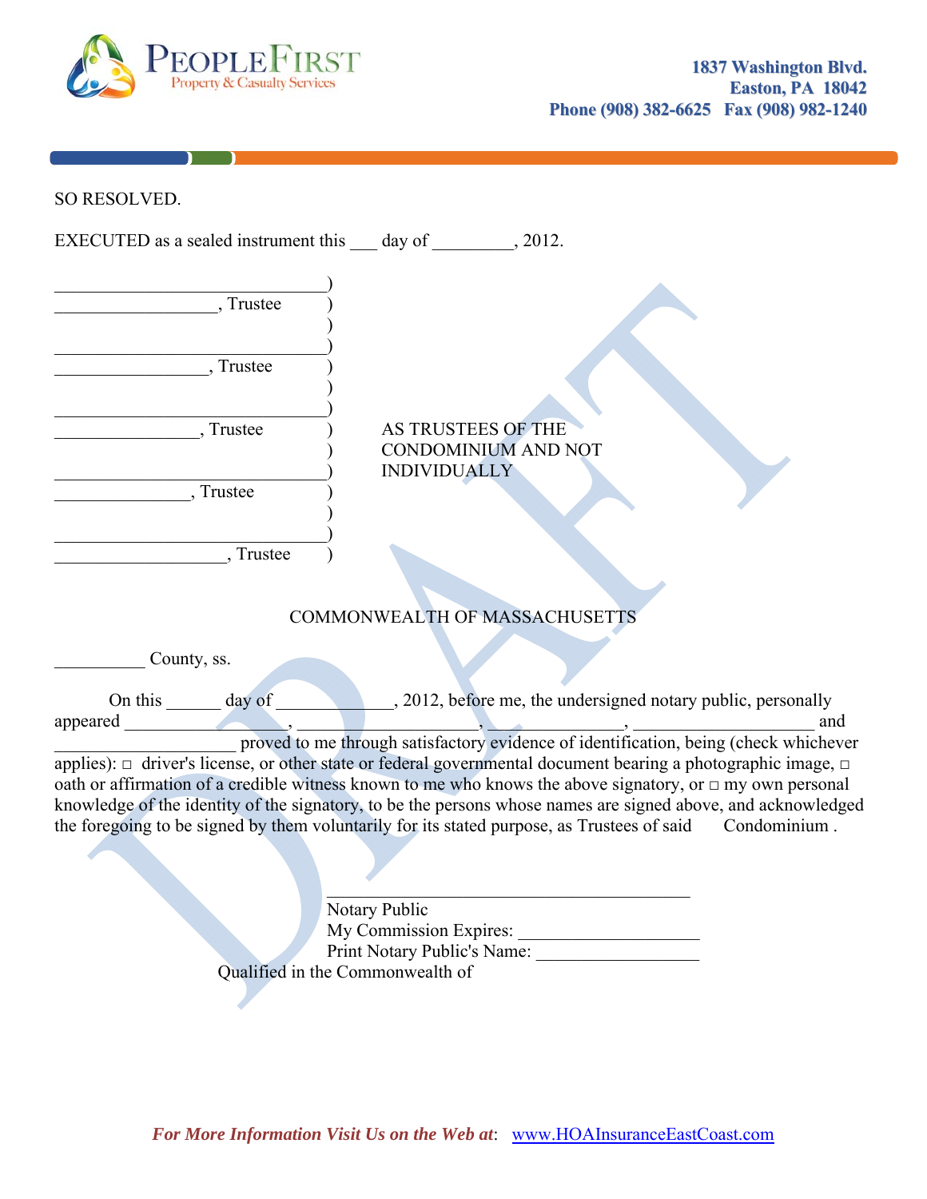SO RESOLVED.

EXECUTED as a sealed instrument this ___ day of _________, 2012.

______________________________)
__________________, Trustee )
)
______________________________)
_________________, Trustee )
)
______________________________)
________________, Trustee ) AS TRUSTEES OF THE
) CONDOMINIUM AND NOT
______________________________) INDIVIDUALLY
_______________, Trustee )
)
______________________________)
___________________, Trustee )

COMMONWEALTH OF MASSACHUSETTS

__________ County, ss.

On this ______ day of _____________, 2012, before me, the undersigned notary public, personally appeared _________________, ____________________, _______________, ____________________ and ____________________ proved to me through satisfactory evidence of identification, being (check whichever applies): □ driver's license, or other state or federal governmental document bearing a photographic image, □ oath or affirmation of a credible witness known to me who knows the above signatory, or □ my own personal knowledge of the identity of the signatory, to be the persons whose names are signed above, and acknowledged the foregoing to be signed by them voluntarily for its stated purpose, as Trustees of said Condominium .

_________________________________________
Notary Public
My Commission Expires: ____________________
Print Notary Public's Name: __________________
Qualified in the Commonwealth of

DRAFT